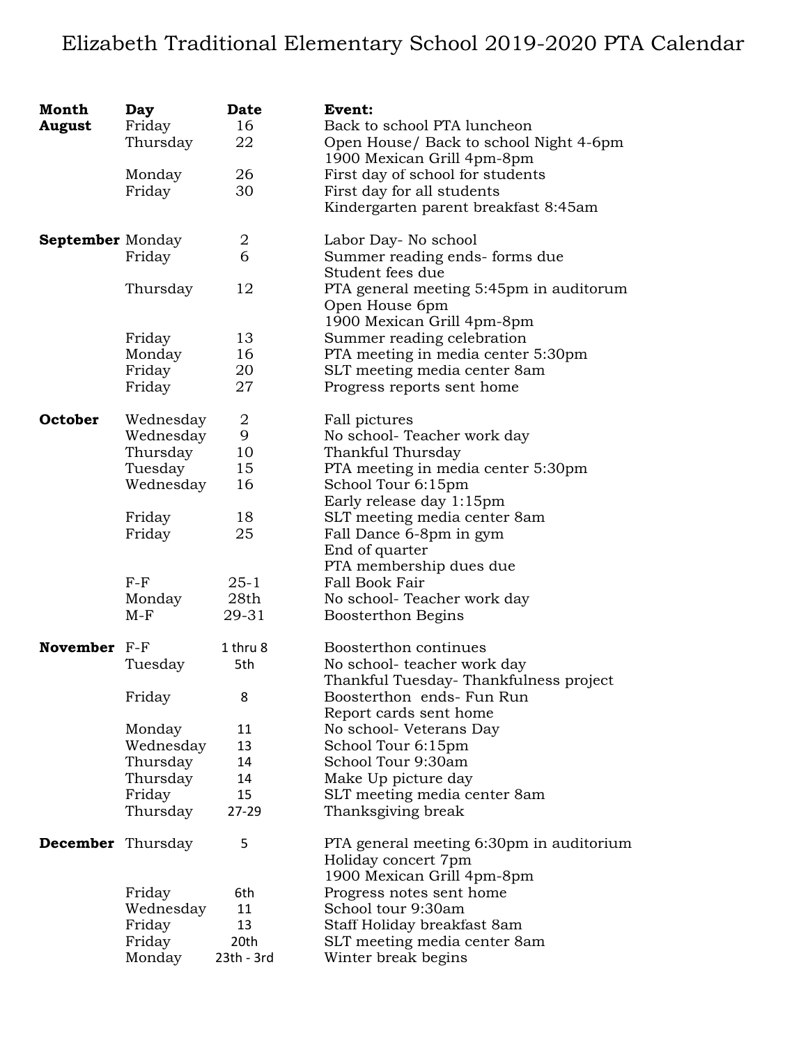# Elizabeth Traditional Elementary School 2019-2020 PTA Calendar

| Month | Day | Date | Event: |
|---|---|---|---|
| **August** | Friday | 16 | Back to school PTA luncheon |
| | Thursday | 22 | Open House/ Back to school Night 4-6pm<br>1900 Mexican Grill 4pm-8pm |
| | Monday | 26 | First day of school for students |
| | Friday | 30 | First day for all students<br>Kindergarten parent breakfast 8:45am |
| **September** | Monday | 2 | Labor Day- No school |
| | Friday | 6 | Summer reading ends- forms due<br>Student fees due |
| | Thursday | 12 | PTA general meeting 5:45pm in auditorum<br>Open House 6pm<br>1900 Mexican Grill 4pm-8pm |
| | Friday | 13 | Summer reading celebration |
| | Monday | 16 | PTA meeting in media center 5:30pm |
| | Friday | 20 | SLT meeting media center 8am |
| | Friday | 27 | Progress reports sent home |
| **October** | Wednesday | 2 | Fall pictures |
| | Wednesday | 9 | No school- Teacher work day |
| | Thursday | 10 | Thankful Thursday |
| | Tuesday | 15 | PTA meeting in media center 5:30pm |
| | Wednesday | 16 | School Tour 6:15pm<br>Early release day 1:15pm |
| | Friday | 18 | SLT meeting media center 8am |
| | Friday | 25 | Fall Dance 6-8pm in gym<br>End of quarter<br>PTA membership dues due |
| | F-F | 25-1 | Fall Book Fair |
| | Monday | 28th | No school- Teacher work day |
| | M-F | 29-31 | Boosterthon Begins |
| **November** | F-F | 1 thru 8 | Boosterthon continues |
| | Tuesday | 5th | No school- teacher work day<br>Thankful Tuesday- Thankfulness project |
| | Friday | 8 | Boosterthon ends- Fun Run<br>Report cards sent home |
| | Monday | 11 | No school- Veterans Day |
| | Wednesday | 13 | School Tour 6:15pm |
| | Thursday | 14 | School Tour 9:30am |
| | Thursday | 14 | Make Up picture day |
| | Friday | 15 | SLT meeting media center 8am |
| | Thursday | 27-29 | Thanksgiving break |
| **December** | Thursday | 5 | PTA general meeting 6:30pm in auditorium<br>Holiday concert 7pm<br>1900 Mexican Grill 4pm-8pm |
| | Friday | 6th | Progress notes sent home |
| | Wednesday | 11 | School tour 9:30am |
| | Friday | 13 | Staff Holiday breakfast 8am |
| | Friday | 20th | SLT meeting media center 8am |
| | Monday | 23th - 3rd | Winter break begins |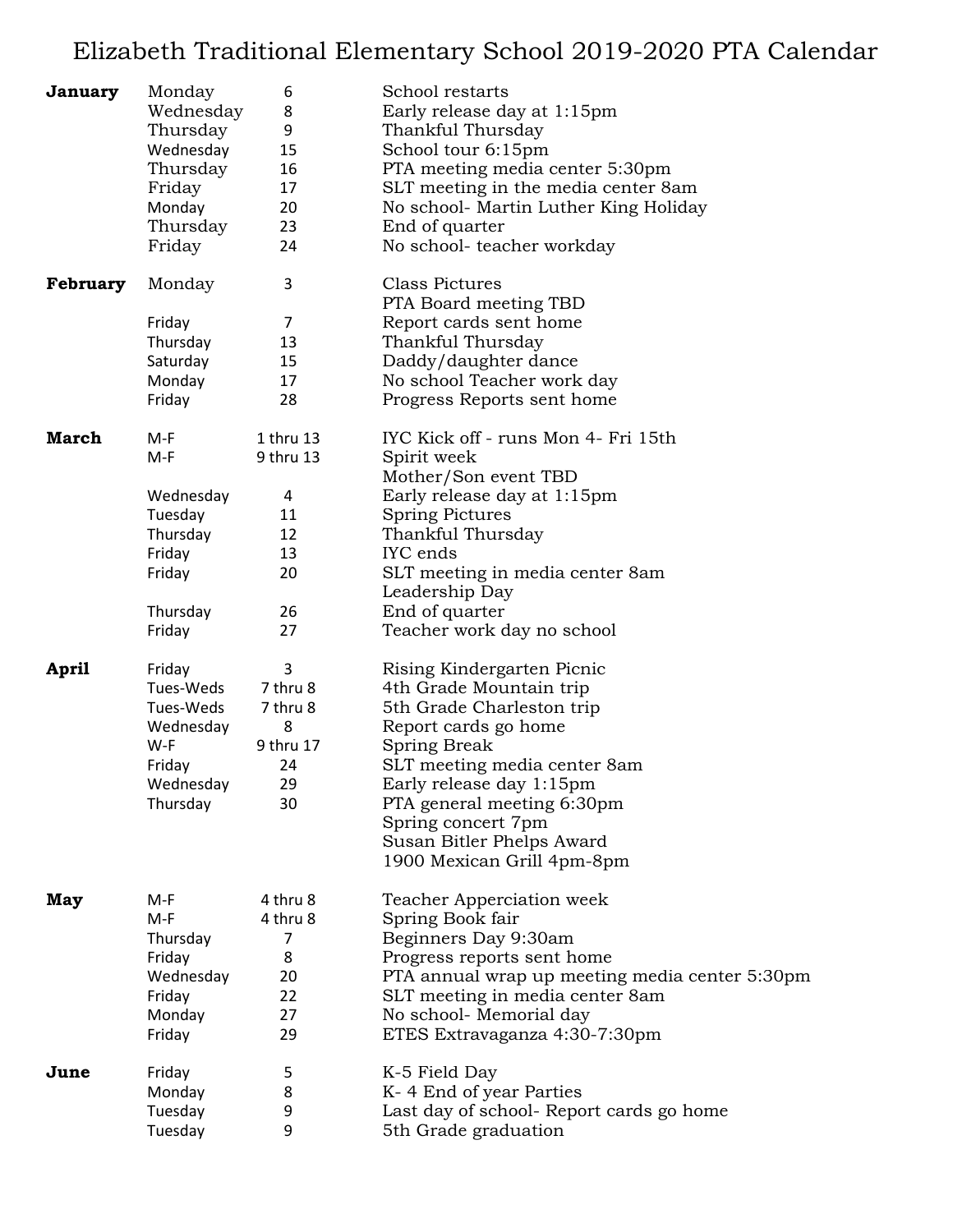# Elizabeth Traditional Elementary School 2019-2020 PTA Calendar

| | | | |
|---|---|---|---|
| **January** | Monday | 6 | School restarts |
| | Wednesday | 8 | Early release day at 1:15pm |
| | Thursday | 9 | Thankful Thursday |
| | Wednesday | 15 | School tour 6:15pm |
| | Thursday | 16 | PTA meeting media center 5:30pm |
| | Friday | 17 | SLT meeting in the media center 8am |
| | Monday | 20 | No school- Martin Luther King Holiday |
| | Thursday | 23 | End of quarter |
| | Friday | 24 | No school- teacher workday |
| **February** | Monday | 3 | Class Pictures |
| | | | PTA Board meeting TBD |
| | Friday | 7 | Report cards sent home |
| | Thursday | 13 | Thankful Thursday |
| | Saturday | 15 | Daddy/daughter dance |
| | Monday | 17 | No school Teacher work day |
| | Friday | 28 | Progress Reports sent home |
| **March** | M-F | 1 thru 13 | IYC Kick off - runs Mon 4- Fri 15th |
| | M-F | 9 thru 13 | Spirit week |
| | | | Mother/Son event TBD |
| | Wednesday | 4 | Early release day at 1:15pm |
| | Tuesday | 11 | Spring Pictures |
| | Thursday | 12 | Thankful Thursday |
| | Friday | 13 | IYC ends |
| | Friday | 20 | SLT meeting in media center 8am |
| | | | Leadership Day |
| | Thursday | 26 | End of quarter |
| | Friday | 27 | Teacher work day no school |
| **April** | Friday | 3 | Rising Kindergarten Picnic |
| | Tues-Weds | 7 thru 8 | 4th Grade Mountain trip |
| | Tues-Weds | 7 thru 8 | 5th Grade Charleston trip |
| | Wednesday | 8 | Report cards go home |
| | W-F | 9 thru 17 | Spring Break |
| | Friday | 24 | SLT meeting media center 8am |
| | Wednesday | 29 | Early release day 1:15pm |
| | Thursday | 30 | PTA general meeting 6:30pm |
| | | | Spring concert 7pm |
| | | | Susan Bitler Phelps Award |
| | | | 1900 Mexican Grill 4pm-8pm |
| **May** | M-F | 4 thru 8 | Teacher Apperciation week |
| | M-F | 4 thru 8 | Spring Book fair |
| | Thursday | 7 | Beginners Day 9:30am |
| | Friday | 8 | Progress reports sent home |
| | Wednesday | 20 | PTA annual wrap up meeting media center 5:30pm |
| | Friday | 22 | SLT meeting in media center 8am |
| | Monday | 27 | No school- Memorial day |
| | Friday | 29 | ETES Extravaganza 4:30-7:30pm |
| **June** | Friday | 5 | K-5 Field Day |
| | Monday | 8 | K- 4 End of year Parties |
| | Tuesday | 9 | Last day of school- Report cards go home |
| | Tuesday | 9 | 5th Grade graduation |